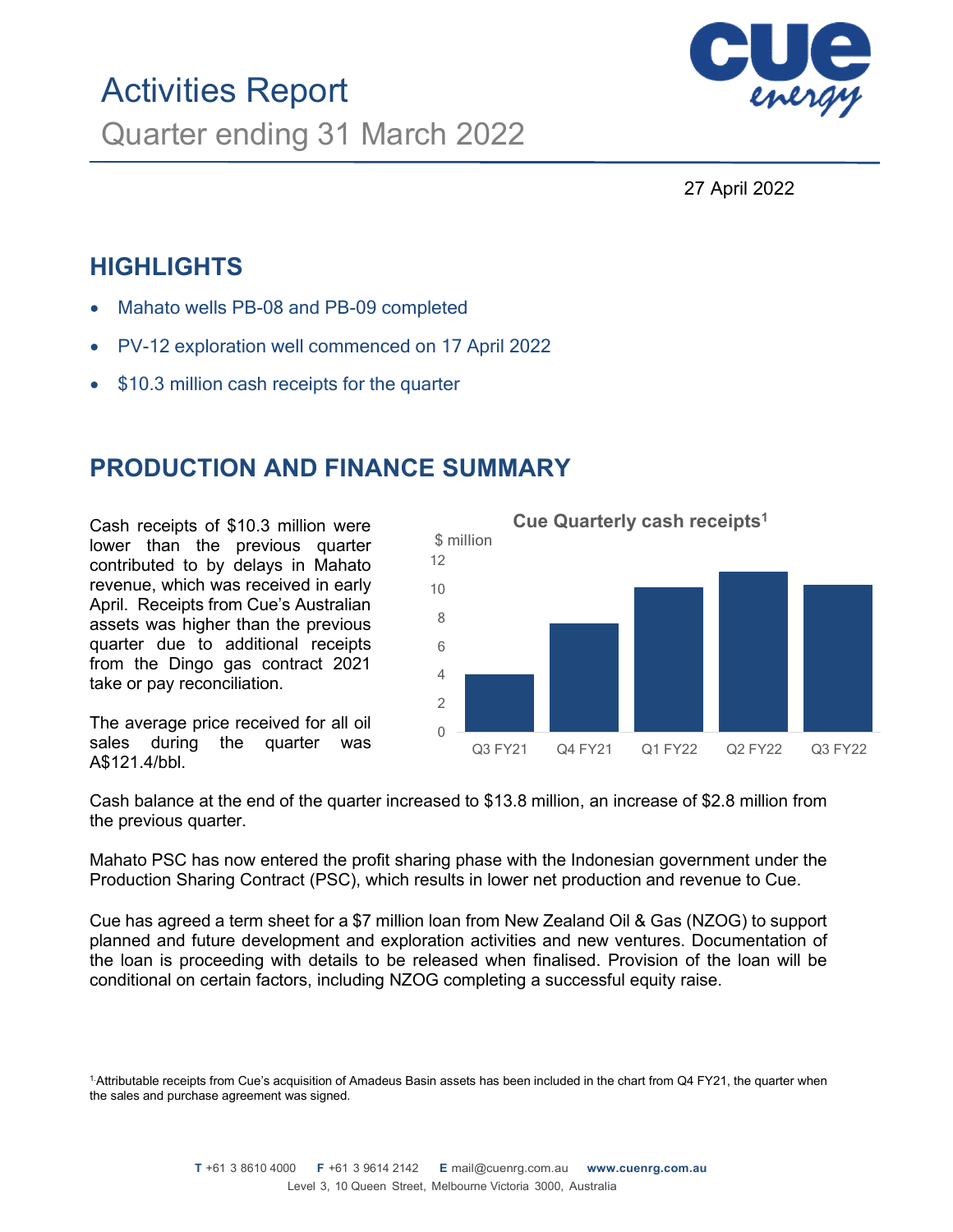# Activities Report

## Quarter ending 31 March 2022

27 April 2022

## HIGHLIGHTS

- Mahato wells PB-08 and PB-09 completed
- PV-12 exploration well commenced on 17 April 2022
- $10.3 million cash receipts for the quarter

## PRODUCTION AND FINANCE SUMMARY

Cash receipts of $10.3 million were lower than the previous quarter contributed to by delays in Mahato revenue, which was received in early April. Receipts from Cue's Australian assets was higher than the previous quarter due to additional receipts from the Dingo gas contract 2021 take or pay reconciliation.

The average price received for all oil sales during the quarter was A$121.4/bbl.

**Cue Quarterly cash receipts[1]**

$ million

| Quarter | Q3 FY21 | Q4 FY21 | Q1 FY22 | Q2 FY22 | Q3 FY22 |
|---|---|---|---|---|---|
| $ million (approx.) | 4.0 | 7.6 | 10.1 | 11.2 | 10.3 |

Cash balance at the end of the quarter increased to $13.8 million, an increase of $2.8 million from the previous quarter.

Mahato PSC has now entered the profit sharing phase with the Indonesian government under the Production Sharing Contract (PSC), which results in lower net production and revenue to Cue.

Cue has agreed a term sheet for a $7 million loan from New Zealand Oil & Gas (NZOG) to support planned and future development and exploration activities and new ventures. Documentation of the loan is proceeding with details to be released when finalised. Provision of the loan will be conditional on certain factors, including NZOG completing a successful equity raise.

[1] Attributable receipts from Cue's acquisition of Amadeus Basin assets has been included in the chart from Q4 FY21, the quarter when the sales and purchase agreement was signed.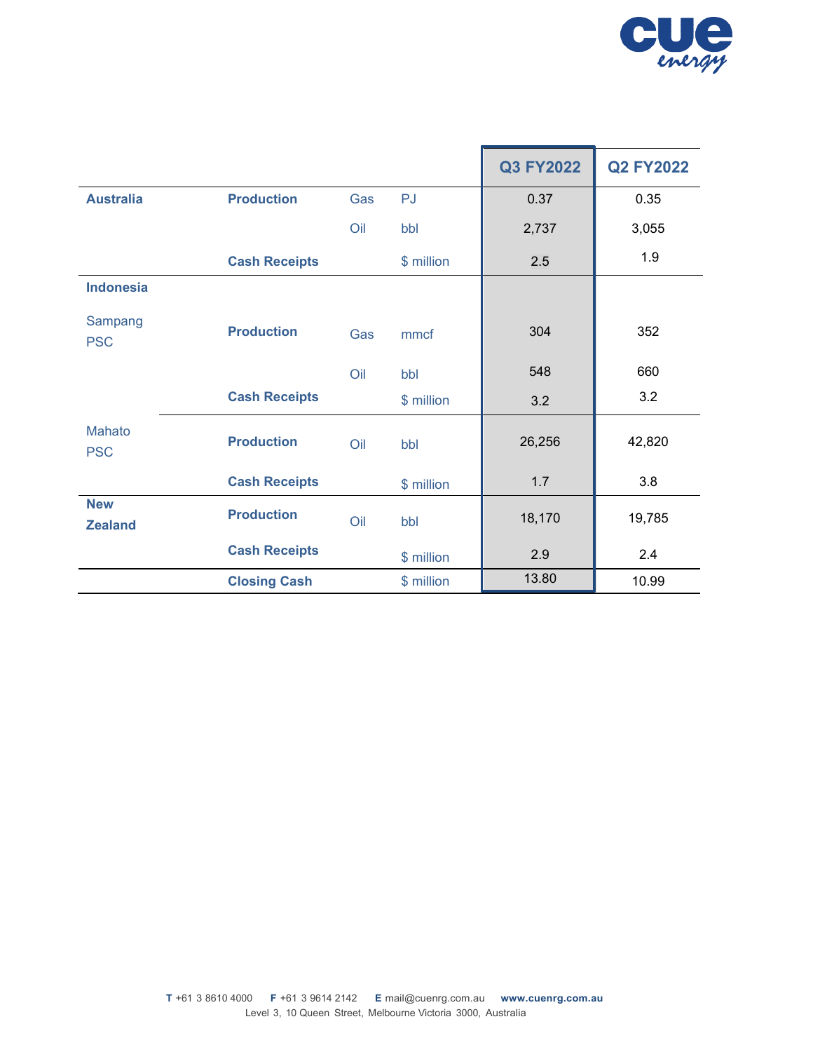| | | | | Q3 FY2022 | Q2 FY2022 |
|---|---|---|---|---|---|
| **Australia** | **Production** | Gas | PJ | 0.37 | 0.35 |
| | | Oil | bbl | 2,737 | 3,055 |
| | **Cash Receipts** | | $ million | 2.5 | 1.9 |
| **Indonesia** | | | | | |
| Sampang PSC | **Production** | Gas | mmcf | 304 | 352 |
| | | Oil | bbl | 548 | 660 |
| | **Cash Receipts** | | $ million | 3.2 | 3.2 |
| Mahato PSC | **Production** | Oil | bbl | 26,256 | 42,820 |
| | **Cash Receipts** | | $ million | 1.7 | 3.8 |
| **New Zealand** | **Production** | Oil | bbl | 18,170 | 19,785 |
| | **Cash Receipts** | | $ million | 2.9 | 2.4 |
| | **Closing Cash** | | $ million | 13.80 | 10.99 |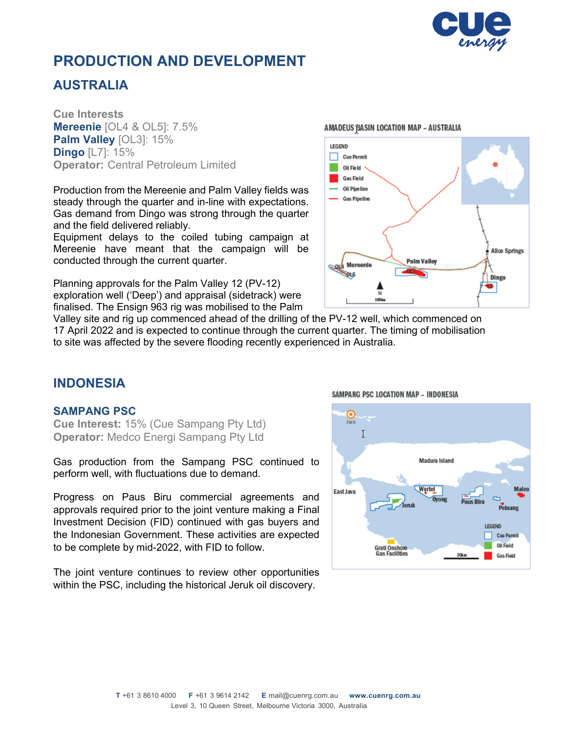# PRODUCTION AND DEVELOPMENT

## AUSTRALIA

**Cue Interests**
**Mereenie** [OL4 & OL5]: 7.5%
**Palm Valley** [OL3]: 15%
**Dingo** [L7]: 15%
**Operator:** Central Petroleum Limited

Production from the Mereenie and Palm Valley fields was steady through the quarter and in-line with expectations. Gas demand from Dingo was strong through the quarter and the field delivered reliably.
Equipment delays to the coiled tubing campaign at Mereenie have meant that the campaign will be conducted through the current quarter.

Planning approvals for the Palm Valley 12 (PV-12) exploration well ('Deep') and appraisal (sidetrack) were finalised. The Ensign 963 rig was mobilised to the Palm Valley site and rig up commenced ahead of the drilling of the PV-12 well, which commenced on 17 April 2022 and is expected to continue through the current quarter. The timing of mobilisation to site was affected by the severe flooding recently experienced in Australia.

AMADEUS BASIN LOCATION MAP – AUSTRALIA

## INDONESIA

### SAMPANG PSC

**Cue Interest:** 15% (Cue Sampang Pty Ltd)
**Operator:** Medco Energi Sampang Pty Ltd

Gas production from the Sampang PSC continued to perform well, with fluctuations due to demand.

Progress on Paus Biru commercial agreements and approvals required prior to the joint venture making a Final Investment Decision (FID) continued with gas buyers and the Indonesian Government. These activities are expected to be complete by mid-2022, with FID to follow.

The joint venture continues to review other opportunities within the PSC, including the historical Jeruk oil discovery.

SAMPANG PSC LOCATION MAP – INDONESIA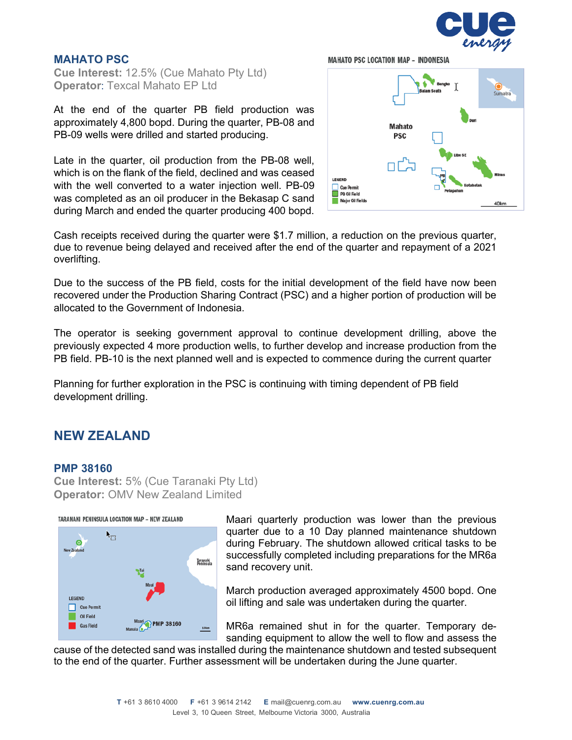## MAHATO PSC

**Cue Interest:** 12.5% (Cue Mahato Pty Ltd)
**Operator**: Texcal Mahato EP Ltd

At the end of the quarter PB field production was approximately 4,800 bopd. During the quarter, PB-08 and PB-09 wells were drilled and started producing.

Late in the quarter, oil production from the PB-08 well, which is on the flank of the field, declined and was ceased with the well converted to a water injection well. PB-09 was completed as an oil producer in the Bekasap C sand during March and ended the quarter producing 400 bopd.

Cash receipts received during the quarter were $1.7 million, a reduction on the previous quarter, due to revenue being delayed and received after the end of the quarter and repayment of a 2021 overlifting.

Due to the success of the PB field, costs for the initial development of the field have now been recovered under the Production Sharing Contract (PSC) and a higher portion of production will be allocated to the Government of Indonesia.

The operator is seeking government approval to continue development drilling, above the previously expected 4 more production wells, to further develop and increase production from the PB field. PB-10 is the next planned well and is expected to commence during the current quarter

Planning for further exploration in the PSC is continuing with timing dependent of PB field development drilling.

# NEW ZEALAND

## PMP 38160

**Cue Interest:** 5% (Cue Taranaki Pty Ltd)
**Operator:** OMV New Zealand Limited

Maari quarterly production was lower than the previous quarter due to a 10 Day planned maintenance shutdown during February. The shutdown allowed critical tasks to be successfully completed including preparations for the MR6a sand recovery unit.

March production averaged approximately 4500 bopd. One oil lifting and sale was undertaken during the quarter.

MR6a remained shut in for the quarter. Temporary de-sanding equipment to allow the well to flow and assess the cause of the detected sand was installed during the maintenance shutdown and tested subsequent to the end of the quarter. Further assessment will be undertaken during the June quarter.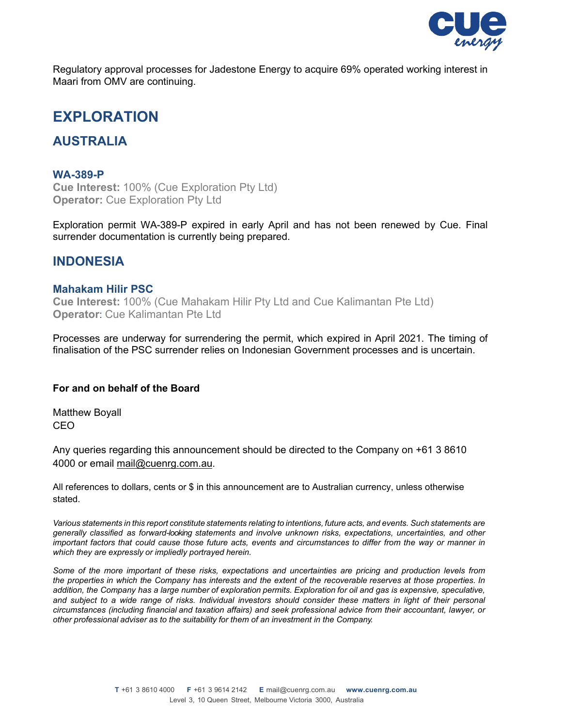Regulatory approval processes for Jadestone Energy to acquire 69% operated working interest in Maari from OMV are continuing.

# EXPLORATION

## AUSTRALIA

### WA-389-P

**Cue Interest:** 100% (Cue Exploration Pty Ltd)
**Operator:** Cue Exploration Pty Ltd

Exploration permit WA-389-P expired in early April and has not been renewed by Cue. Final surrender documentation is currently being prepared.

## INDONESIA

### Mahakam Hilir PSC

**Cue Interest:** 100% (Cue Mahakam Hilir Pty Ltd and Cue Kalimantan Pte Ltd)
**Operator**: Cue Kalimantan Pte Ltd

Processes are underway for surrendering the permit, which expired in April 2021. The timing of finalisation of the PSC surrender relies on Indonesian Government processes and is uncertain.

**For and on behalf of the Board**

Matthew Boyall
CEO

Any queries regarding this announcement should be directed to the Company on +61 3 8610 4000 or email mail@cuenrg.com.au.

All references to dollars, cents or $ in this announcement are to Australian currency, unless otherwise stated.

*Various statements in this report constitute statements relating to intentions, future acts, and events. Such statements are generally classified as forward-looking statements and involve unknown risks, expectations, uncertainties, and other important factors that could cause those future acts, events and circumstances to differ from the way or manner in which they are expressly or impliedly portrayed herein.*

*Some of the more important of these risks, expectations and uncertainties are pricing and production levels from the properties in which the Company has interests and the extent of the recoverable reserves at those properties. In addition, the Company has a large number of exploration permits. Exploration for oil and gas is expensive, speculative, and subject to a wide range of risks. Individual investors should consider these matters in light of their personal circumstances (including financial and taxation affairs) and seek professional advice from their accountant, lawyer, or other professional adviser as to the suitability for them of an investment in the Company.*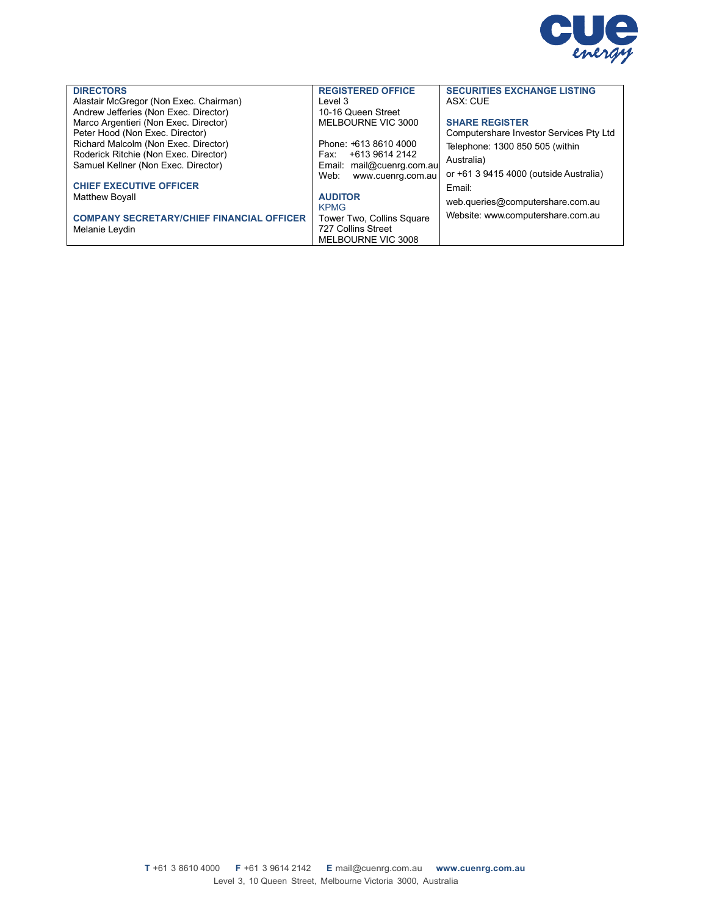| | | |
|---|---|---|
| **DIRECTORS**<br>Alastair McGregor (Non Exec. Chairman)<br>Andrew Jefferies (Non Exec. Director)<br>Marco Argentieri (Non Exec. Director)<br>Peter Hood (Non Exec. Director)<br>Richard Malcolm (Non Exec. Director)<br>Roderick Ritchie (Non Exec. Director)<br>Samuel Kellner (Non Exec. Director)<br><br>**CHIEF EXECUTIVE OFFICER**<br>Matthew Boyall<br><br>**COMPANY SECRETARY/CHIEF FINANCIAL OFFICER**<br>Melanie Leydin | **REGISTERED OFFICE**<br>Level 3<br>10-16 Queen Street<br>MELBOURNE VIC 3000<br><br>Phone: +613 8610 4000<br>Fax: +613 9614 2142<br>Email: mail@cuenrg.com.au<br>Web: www.cuenrg.com.au<br><br>**AUDITOR**<br>KPMG<br>Tower Two, Collins Square<br>727 Collins Street<br>MELBOURNE VIC 3008 | **SECURITIES EXCHANGE LISTING**<br>ASX: CUE<br><br>**SHARE REGISTER**<br>Computershare Investor Services Pty Ltd<br>Telephone: 1300 850 505 (within Australia)<br>or +61 3 9415 4000 (outside Australia)<br>Email:<br>web.queries@computershare.com.au<br>Website: www.computershare.com.au |

**T** +61 3 8610 4000 **F** +61 3 9614 2142 **E** mail@cuenrg.com.au **www.cuenrg.com.au**
Level 3, 10 Queen Street, Melbourne Victoria 3000, Australia